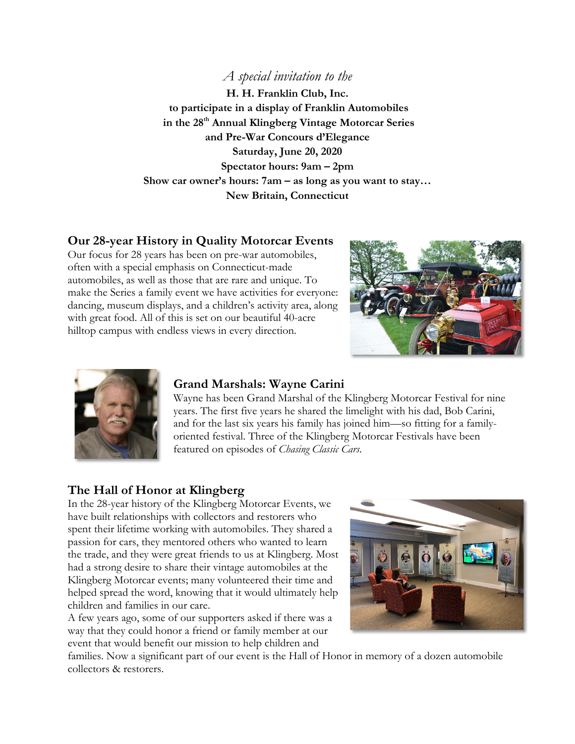*A special invitation to the*

**H. H. Franklin Club, Inc.**
**to participate in a display of Franklin Automobiles**
**in the 28th Annual Klingberg Vintage Motorcar Series**
**and Pre-War Concours d'Elegance**
**Saturday, June 20, 2020**
**Spectator hours: 9am – 2pm**
**Show car owner's hours: 7am – as long as you want to stay…**
**New Britain, Connecticut**

## Our 28-year History in Quality Motorcar Events

Our focus for 28 years has been on pre-war automobiles, often with a special emphasis on Connecticut-made automobiles, as well as those that are rare and unique. To make the Series a family event we have activities for everyone: dancing, museum displays, and a children's activity area, along with great food. All of this is set on our beautiful 40-acre hilltop campus with endless views in every direction.

## Grand Marshals: Wayne Carini

Wayne has been Grand Marshal of the Klingberg Motorcar Festival for nine years. The first five years he shared the limelight with his dad, Bob Carini, and for the last six years his family has joined him—so fitting for a family-oriented festival. Three of the Klingberg Motorcar Festivals have been featured on episodes of *Chasing Classic Cars*.

## The Hall of Honor at Klingberg

In the 28-year history of the Klingberg Motorcar Events, we have built relationships with collectors and restorers who spent their lifetime working with automobiles. They shared a passion for cars, they mentored others who wanted to learn the trade, and they were great friends to us at Klingberg. Most had a strong desire to share their vintage automobiles at the Klingberg Motorcar events; many volunteered their time and helped spread the word, knowing that it would ultimately help children and families in our care.

A few years ago, some of our supporters asked if there was a way that they could honor a friend or family member at our event that would benefit our mission to help children and families. Now a significant part of our event is the Hall of Honor in memory of a dozen automobile collectors & restorers.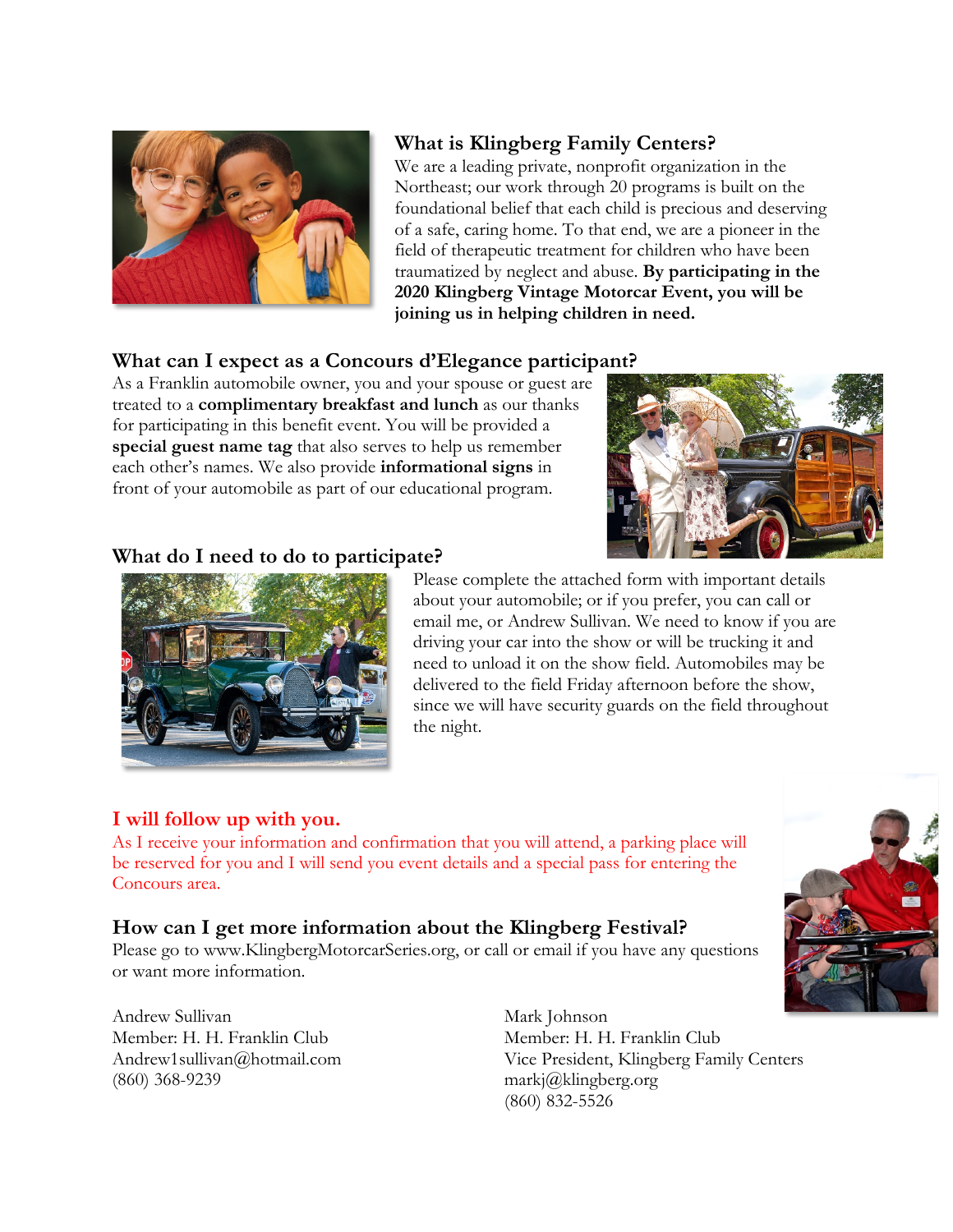## What is Klingberg Family Centers?

We are a leading private, nonprofit organization in the Northeast; our work through 20 programs is built on the foundational belief that each child is precious and deserving of a safe, caring home. To that end, we are a pioneer in the field of therapeutic treatment for children who have been traumatized by neglect and abuse. **By participating in the 2020 Klingberg Vintage Motorcar Event, you will be joining us in helping children in need.**

## What can I expect as a Concours d'Elegance participant?

As a Franklin automobile owner, you and your spouse or guest are treated to a **complimentary breakfast and lunch** as our thanks for participating in this benefit event. You will be provided a **special guest name tag** that also serves to help us remember each other's names. We also provide **informational signs** in front of your automobile as part of our educational program.

## What do I need to do to participate?

Please complete the attached form with important details about your automobile; or if you prefer, you can call or email me, or Andrew Sullivan. We need to know if you are driving your car into the show or will be trucking it and need to unload it on the show field. Automobiles may be delivered to the field Friday afternoon before the show, since we will have security guards on the field throughout the night.

## I will follow up with you.

As I receive your information and confirmation that you will attend, a parking place will be reserved for you and I will send you event details and a special pass for entering the Concours area.

## How can I get more information about the Klingberg Festival?

Please go to www.KlingbergMotorcarSeries.org, or call or email if you have any questions or want more information.

Andrew Sullivan
Member: H. H. Franklin Club
Andrew1sullivan@hotmail.com
(860) 368-9239

Mark Johnson
Member: H. H. Franklin Club
Vice President, Klingberg Family Centers
markj@klingberg.org
(860) 832-5526